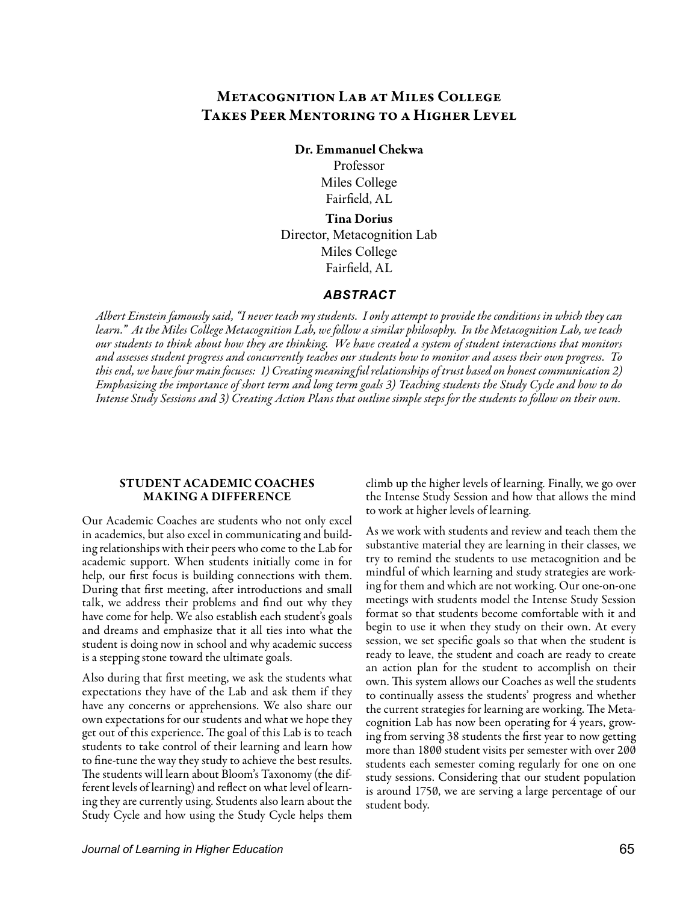# Metacognition Lab at Miles College Takes Peer Mentoring to a Higher Level

**Dr. Emmanuel Chekwa**
Professor
Miles College
Fairfield, AL

**Tina Dorius**
Director, Metacognition Lab
Miles College
Fairfield, AL

### *ABSTRACT*

*Albert Einstein famously said, "I never teach my students. I only attempt to provide the conditions in which they can learn." At the Miles College Metacognition Lab, we follow a similar philosophy. In the Metacognition Lab, we teach our students to think about how they are thinking. We have created a system of student interactions that monitors and assesses student progress and concurrently teaches our students how to monitor and assess their own progress. To this end, we have four main focuses: 1) Creating meaningful relationships of trust based on honest communication 2) Emphasizing the importance of short term and long term goals 3) Teaching students the Study Cycle and how to do Intense Study Sessions and 3) Creating Action Plans that outline simple steps for the students to follow on their own.*

## STUDENT ACADEMIC COACHES MAKING A DIFFERENCE

Our Academic Coaches are students who not only excel in academics, but also excel in communicating and building relationships with their peers who come to the Lab for academic support. When students initially come in for help, our first focus is building connections with them. During that first meeting, after introductions and small talk, we address their problems and find out why they have come for help. We also establish each student's goals and dreams and emphasize that it all ties into what the student is doing now in school and why academic success is a stepping stone toward the ultimate goals.

Also during that first meeting, we ask the students what expectations they have of the Lab and ask them if they have any concerns or apprehensions. We also share our own expectations for our students and what we hope they get out of this experience. The goal of this Lab is to teach students to take control of their learning and learn how to fine-tune the way they study to achieve the best results. The students will learn about Bloom's Taxonomy (the different levels of learning) and reflect on what level of learning they are currently using. Students also learn about the Study Cycle and how using the Study Cycle helps them climb up the higher levels of learning. Finally, we go over the Intense Study Session and how that allows the mind to work at higher levels of learning.

As we work with students and review and teach them the substantive material they are learning in their classes, we try to remind the students to use metacognition and be mindful of which learning and study strategies are working for them and which are not working. Our one-on-one meetings with students model the Intense Study Session format so that students become comfortable with it and begin to use it when they study on their own. At every session, we set specific goals so that when the student is ready to leave, the student and coach are ready to create an action plan for the student to accomplish on their own. This system allows our Coaches as well the students to continually assess the students' progress and whether the current strategies for learning are working. The Metacognition Lab has now been operating for 4 years, growing from serving 38 students the first year to now getting more than 1800 student visits per semester with over 200 students each semester coming regularly for one on one study sessions. Considering that our student population is around 1750, we are serving a large percentage of our student body.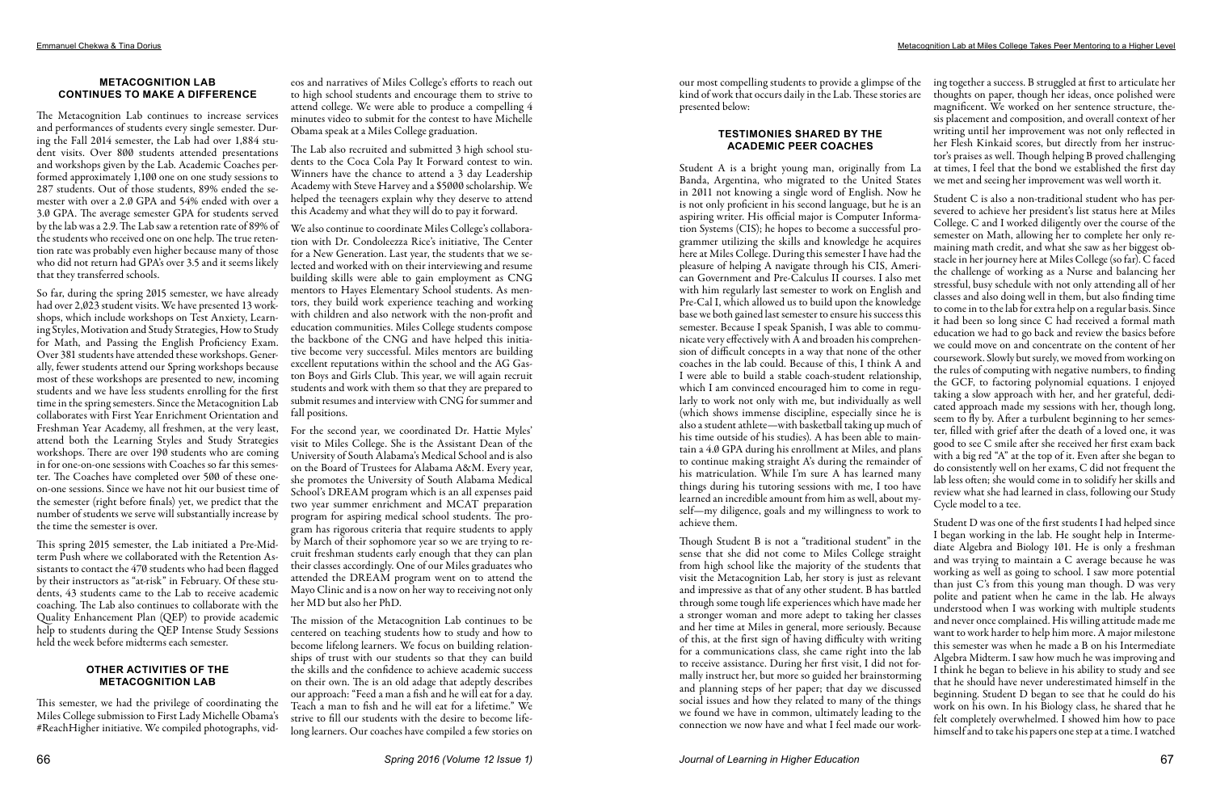## METACOGNITION LAB CONTINUES TO MAKE A DIFFERENCE

The Metacognition Lab continues to increase services and performances of students every single semester. During the Fall 2014 semester, the Lab had over 1,884 student visits. Over 800 students attended presentations and workshops given by the Lab. Academic Coaches performed approximately 1,100 one on one study sessions to 287 students. Out of those students, 89% ended the semester with over a 2.0 GPA and 54% ended with over a 3.0 GPA. The average semester GPA for students served by the lab was a 2.9. The Lab saw a retention rate of 89% of the students who received one on one help. The true retention rate was probably even higher because many of those who did not return had GPA's over 3.5 and it seems likely that they transferred schools.

So far, during the spring 2015 semester, we have already had over 2,023 student visits. We have presented 13 workshops, which include workshops on Test Anxiety, Learning Styles, Motivation and Study Strategies, How to Study for Math, and Passing the English Proficiency Exam. Over 381 students have attended these workshops. Generally, fewer students attend our Spring workshops because most of these workshops are presented to new, incoming students and we have less students enrolling for the first time in the spring semesters. Since the Metacognition Lab collaborates with First Year Enrichment Orientation and Freshman Year Academy, all freshmen, at the very least, attend both the Learning Styles and Study Strategies workshops. There are over 190 students who are coming in for one-on-one sessions with Coaches so far this semester. The Coaches have completed over 500 of these one-on-one sessions. Since we have not hit our busiest time of the semester (right before finals) yet, we predict that the number of students we serve will substantially increase by the time the semester is over.

This spring 2015 semester, the Lab initiated a Pre-Midterm Push where we collaborated with the Retention Assistants to contact the 470 students who had been flagged by their instructors as "at-risk" in February. Of these students, 43 students came to the Lab to receive academic coaching. The Lab also continues to collaborate with the Quality Enhancement Plan (QEP) to provide academic help to students during the QEP Intense Study Sessions held the week before midterms each semester.

## OTHER ACTIVITIES OF THE METACOGNITION LAB

This semester, we had the privilege of coordinating the Miles College submission to First Lady Michelle Obama's #ReachHigher initiative. We compiled photographs, videos and narratives of Miles College's efforts to reach out to high school students and encourage them to strive to attend college. We were able to produce a compelling 4 minutes video to submit for the contest to have Michelle Obama speak at a Miles College graduation.

The Lab also recruited and submitted 3 high school students to the Coca Cola Pay It Forward contest to win. Winners have the chance to attend a 3 day Leadership Academy with Steve Harvey and a $5000 scholarship. We helped the teenagers explain why they deserve to attend this Academy and what they will do to pay it forward.

We also continue to coordinate Miles College's collaboration with Dr. Condoleezza Rice's initiative, The Center for a New Generation. Last year, the students that we selected and worked with on their interviewing and resume building skills were able to gain employment as CNG mentors to Hayes Elementary School students. As mentors, they build work experience teaching and working with children and also network with the non-profit and education communities. Miles College students compose the backbone of the CNG and have helped this initiative become very successful. Miles mentors are building excellent reputations within the school and the AG Gaston Boys and Girls Club. This year, we will again recruit students and work with them so that they are prepared to submit resumes and interview with CNG for summer and fall positions.

For the second year, we coordinated Dr. Hattie Myles' visit to Miles College. She is the Assistant Dean of the University of South Alabama's Medical School and is also on the Board of Trustees for Alabama A&M. Every year, she promotes the University of South Alabama Medical School's DREAM program which is an all expenses paid two year summer enrichment and MCAT preparation program for aspiring medical school students. The program has rigorous criteria that require students to apply by March of their sophomore year so we are trying to recruit freshman students early enough that they can plan their classes accordingly. One of our Miles graduates who attended the DREAM program went on to attend the Mayo Clinic and is a now on her way to receiving not only her MD but also her PhD.

The mission of the Metacognition Lab continues to be centered on teaching students how to study and how to become lifelong learners. We focus on building relationships of trust with our students so that they can build the skills and the confidence to achieve academic success on their own. The is an old adage that adeptly describes our approach: "Feed a man a fish and he will eat for a day. Teach a man to fish and he will eat for a lifetime." We strive to fill our students with the desire to become lifelong learners. Our coaches have compiled a few stories on our most compelling students to provide a glimpse of the kind of work that occurs daily in the Lab. These stories are presented below:

## TESTIMONIES SHARED BY THE ACADEMIC PEER COACHES

Student A is a bright young man, originally from La Banda, Argentina, who migrated to the United States in 2011 not knowing a single word of English. Now he is not only proficient in his second language, but he is an aspiring writer. His official major is Computer Information Systems (CIS); he hopes to become a successful programmer utilizing the skills and knowledge he acquires here at Miles College. During this semester I have had the pleasure of helping A navigate through his CIS, American Government and Pre-Calculus II courses. I also met with him regularly last semester to work on English and Pre-Cal I, which allowed us to build upon the knowledge base we both gained last semester to ensure his success this semester. Because I speak Spanish, I was able to communicate very effectively with A and broaden his comprehension of difficult concepts in a way that none of the other coaches in the lab could. Because of this, I think A and I were able to build a stable coach-student relationship, which I am convinced encouraged him to come in regularly to work not only with me, but individually as well (which shows immense discipline, especially since he is also a student athlete—with basketball taking up much of his time outside of his studies). A has been able to maintain a 4.0 GPA during his enrollment at Miles, and plans to continue making straight A's during the remainder of his matriculation. While I'm sure A has learned many things during his tutoring sessions with me, I too have learned an incredible amount from him as well, about myself—my diligence, goals and my willingness to work to achieve them.

Though Student B is not a "traditional student" in the sense that she did not come to Miles College straight from high school like the majority of the students that visit the Metacognition Lab, her story is just as relevant and impressive as that of any other student. B has battled through some tough life experiences which have made her a stronger woman and more adept to taking her classes and her time at Miles in general, more seriously. Because of this, at the first sign of having difficulty with writing for a communications class, she came right into the lab to receive assistance. During her first visit, I did not formally instruct her, but more so guided her brainstorming and planning steps of her paper; that day we discussed social issues and how they related to many of the things we found we have in common, ultimately leading to the connection we now have and what I feel made our working together a success. B struggled at first to articulate her thoughts on paper, though her ideas, once polished were magnificent. We worked on her sentence structure, thesis placement and composition, and overall context of her writing until her improvement was not only reflected in her Flesh Kinkaid scores, but directly from her instructor's praises as well. Though helping B proved challenging at times, I feel that the bond we established the first day we met and seeing her improvement was well worth it.

Student C is also a non-traditional student who has persevered to achieve her president's list status here at Miles College. C and I worked diligently over the course of the semester on Math, allowing her to complete her only remaining math credit, and what she saw as her biggest obstacle in her journey here at Miles College (so far). C faced the challenge of working as a Nurse and balancing her stressful, busy schedule with not only attending all of her classes and also doing well in them, but also finding time to come in to the lab for extra help on a regular basis. Since it had been so long since C had received a formal math education we had to go back and review the basics before we could move on and concentrate on the content of her coursework. Slowly but surely, we moved from working on the rules of computing with negative numbers, to finding the GCF, to factoring polynomial equations. I enjoyed taking a slow approach with her, and her grateful, dedicated approach made my sessions with her, though long, seem to fly by. After a turbulent beginning to her semester, filled with grief after the death of a loved one, it was good to see C smile after she received her first exam back with a big red "A" at the top of it. Even after she began to do consistently well on her exams, C did not frequent the lab less often; she would come in to solidify her skills and review what she had learned in class, following our Study Cycle model to a tee.

Student D was one of the first students I had helped since I began working in the lab. He sought help in Intermediate Algebra and Biology 101. He is only a freshman and was trying to maintain a C average because he was working as well as going to school. I saw more potential than just C's from this young man though. D was very polite and patient when he came in the lab. He always understood when I was working with multiple students and never once complained. His willing attitude made me want to work harder to help him more. A major milestone this semester was when he made a B on his Intermediate Algebra Midterm. I saw how much he was improving and I think he began to believe in his ability to study and see that he should have never underestimated himself in the beginning. Student D began to see that he could do his work on his own. In his Biology class, he shared that he felt completely overwhelmed. I showed him how to pace himself and to take his papers one step at a time. I watched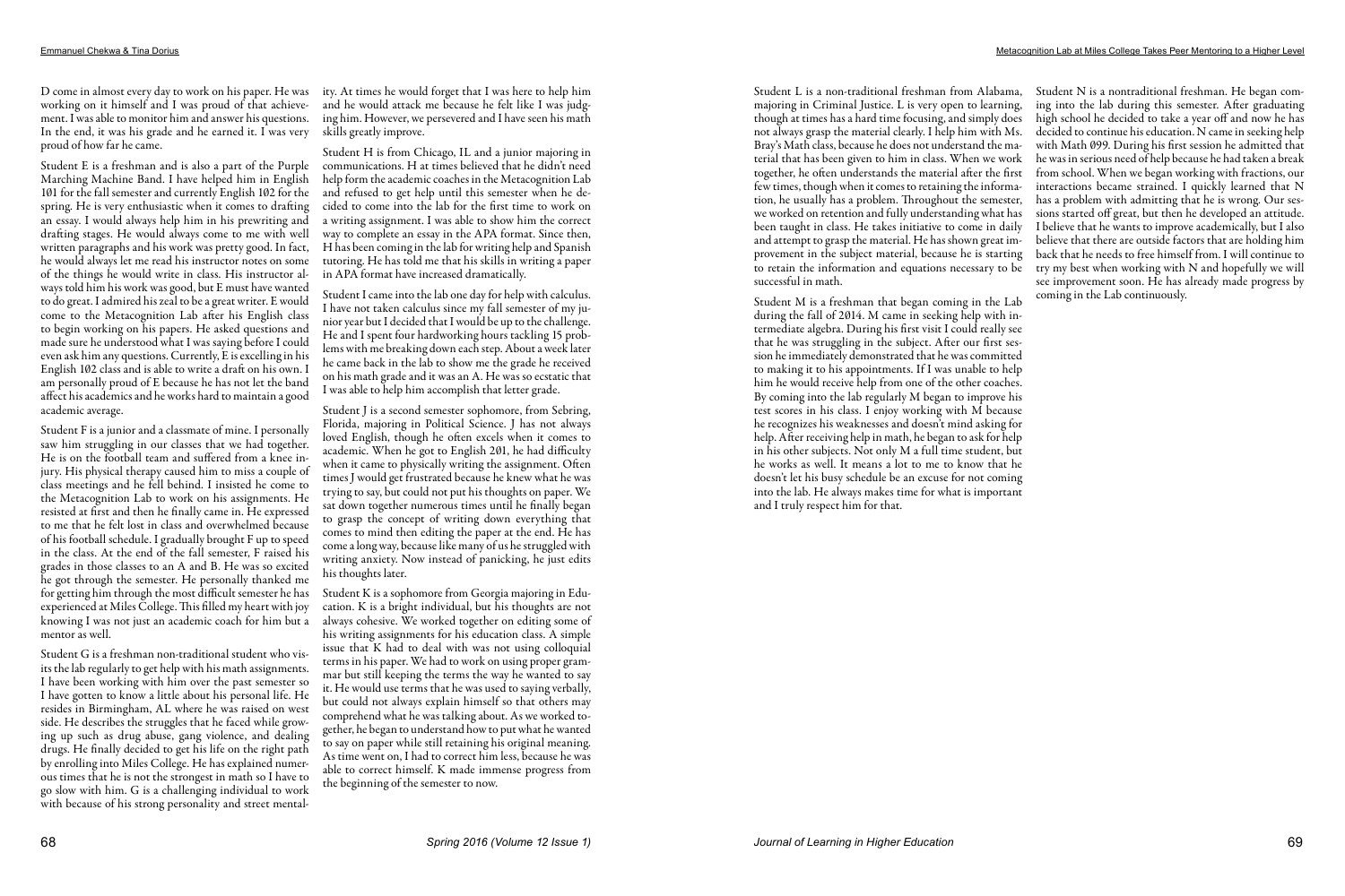D come in almost every day to work on his paper. He was working on it himself and I was proud of that achievement. I was able to monitor him and answer his questions. In the end, it was his grade and he earned it. I was very proud of how far he came.

Student E is a freshman and is also a part of the Purple Marching Machine Band. I have helped him in English 101 for the fall semester and currently English 102 for the spring. He is very enthusiastic when it comes to drafting an essay. I would always help him in his prewriting and drafting stages. He would always come to me with well written paragraphs and his work was pretty good. In fact, he would always let me read his instructor notes on some of the things he would write in class. His instructor always told him his work was good, but E must have wanted to do great. I admired his zeal to be a great writer. E would come to the Metacognition Lab after his English class to begin working on his papers. He asked questions and made sure he understood what I was saying before I could even ask him any questions. Currently, E is excelling in his English 102 class and is able to write a draft on his own. I am personally proud of E because he has not let the band affect his academics and he works hard to maintain a good academic average.

Student F is a junior and a classmate of mine. I personally saw him struggling in our classes that we had together. He is on the football team and suffered from a knee injury. His physical therapy caused him to miss a couple of class meetings and he fell behind. I insisted he come to the Metacognition Lab to work on his assignments. He resisted at first and then he finally came in. He expressed to me that he felt lost in class and overwhelmed because of his football schedule. I gradually brought F up to speed in the class. At the end of the fall semester, F raised his grades in those classes to an A and B. He was so excited he got through the semester. He personally thanked me for getting him through the most difficult semester he has experienced at Miles College. This filled my heart with joy knowing I was not just an academic coach for him but a mentor as well.

Student G is a freshman non-traditional student who visits the lab regularly to get help with his math assignments. I have been working with him over the past semester so I have gotten to know a little about his personal life. He resides in Birmingham, AL where he was raised on west side. He describes the struggles that he faced while growing up such as drug abuse, gang violence, and dealing drugs. He finally decided to get his life on the right path by enrolling into Miles College. He has explained numerous times that he is not the strongest in math so I have to go slow with him. G is a challenging individual to work with because of his strong personality and street mentality. At times he would forget that I was here to help him and he would attack me because he felt like I was judging him. However, we persevered and I have seen his math skills greatly improve.

Student H is from Chicago, IL and a junior majoring in communications. H at times believed that he didn't need help form the academic coaches in the Metacognition Lab and refused to get help until this semester when he decided to come into the lab for the first time to work on a writing assignment. I was able to show him the correct way to complete an essay in the APA format. Since then, H has been coming in the lab for writing help and Spanish tutoring. He has told me that his skills in writing a paper in APA format have increased dramatically.

Student I came into the lab one day for help with calculus. I have not taken calculus since my fall semester of my junior year but I decided that I would be up to the challenge. He and I spent four hardworking hours tackling 15 problems with me breaking down each step. About a week later he came back in the lab to show me the grade he received on his math grade and it was an A. He was so ecstatic that I was able to help him accomplish that letter grade.

Student J is a second semester sophomore, from Sebring, Florida, majoring in Political Science. J has not always loved English, though he often excels when it comes to academic. When he got to English 201, he had difficulty when it came to physically writing the assignment. Often times J would get frustrated because he knew what he was trying to say, but could not put his thoughts on paper. We sat down together numerous times until he finally began to grasp the concept of writing down everything that comes to mind then editing the paper at the end. He has come a long way, because like many of us he struggled with writing anxiety. Now instead of panicking, he just edits his thoughts later.

Student K is a sophomore from Georgia majoring in Education. K is a bright individual, but his thoughts are not always cohesive. We worked together on editing some of his writing assignments for his education class. A simple issue that K had to deal with was not using colloquial terms in his paper. We had to work on using proper grammar but still keeping the terms the way he wanted to say it. He would use terms that he was used to saying verbally, but could not always explain himself so that others may comprehend what he was talking about. As we worked together, he began to understand how to put what he wanted to say on paper while still retaining his original meaning. As time went on, I had to correct him less, because he was able to correct himself. K made immense progress from the beginning of the semester to now.

Student L is a non-traditional freshman from Alabama, majoring in Criminal Justice. L is very open to learning, though at times has a hard time focusing, and simply does not always grasp the material clearly. I help him with Ms. Bray's Math class, because he does not understand the material that has been given to him in class. When we work together, he often understands the material after the first few times, though when it comes to retaining the information, he usually has a problem. Throughout the semester, we worked on retention and fully understanding what has been taught in class. He takes initiative to come in daily and attempt to grasp the material. He has shown great improvement in the subject material, because he is starting to retain the information and equations necessary to be successful in math.

Student M is a freshman that began coming in the Lab during the fall of 2014. M came in seeking help with intermediate algebra. During his first visit I could really see that he was struggling in the subject. After our first session he immediately demonstrated that he was committed to making it to his appointments. If I was unable to help him he would receive help from one of the other coaches. By coming into the lab regularly M began to improve his test scores in his class. I enjoy working with M because he recognizes his weaknesses and doesn't mind asking for help. After receiving help in math, he began to ask for help in his other subjects. Not only M a full time student, but he works as well. It means a lot to me to know that he doesn't let his busy schedule be an excuse for not coming into the lab. He always makes time for what is important and I truly respect him for that.

Student N is a nontraditional freshman. He began coming into the lab during this semester. After graduating high school he decided to take a year off and now he has decided to continue his education. N came in seeking help with Math 099. During his first session he admitted that he was in serious need of help because he had taken a break from school. When we began working with fractions, our interactions became strained. I quickly learned that N has a problem with admitting that he is wrong. Our sessions started off great, but then he developed an attitude. I believe that he wants to improve academically, but I also believe that there are outside factors that are holding him back that he needs to free himself from. I will continue to try my best when working with N and hopefully we will see improvement soon. He has already made progress by coming in the Lab continuously.